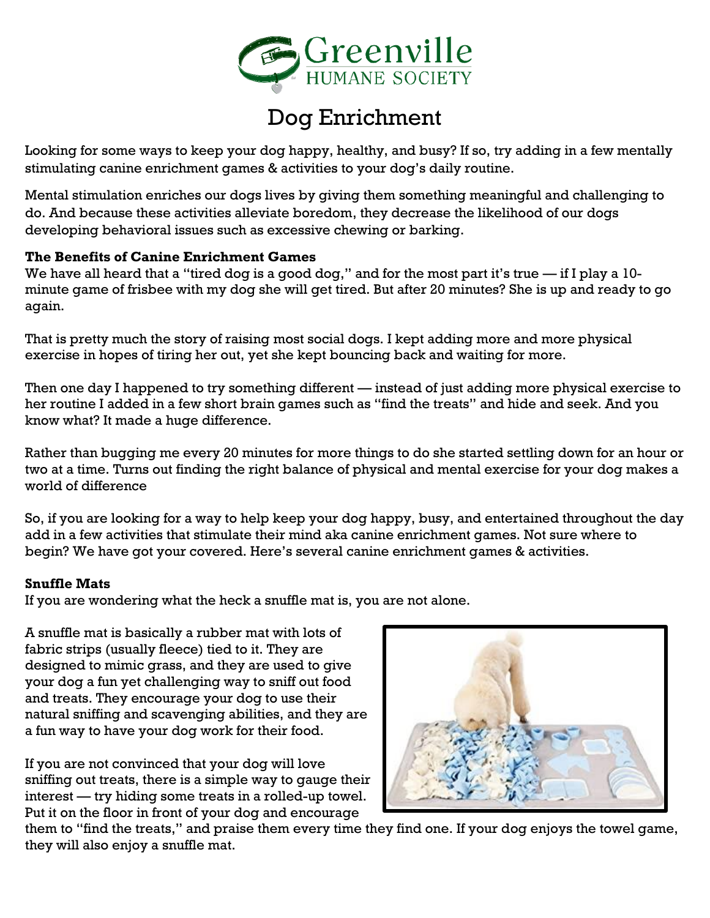Greenville HUMANE SOCIETY

# Dog Enrichment

Looking for some ways to keep your dog happy, healthy, and busy? If so, try adding in a few mentally stimulating canine enrichment games & activities to your dog's daily routine.

Mental stimulation enriches our dogs lives by giving them something meaningful and challenging to do. And because these activities alleviate boredom, they decrease the likelihood of our dogs developing behavioral issues such as excessive chewing or barking.

**The Benefits of Canine Enrichment Games**

We have all heard that a "tired dog is a good dog," and for the most part it's true — if I play a 10-minute game of frisbee with my dog she will get tired. But after 20 minutes? She is up and ready to go again.

That is pretty much the story of raising most social dogs. I kept adding more and more physical exercise in hopes of tiring her out, yet she kept bouncing back and waiting for more.

Then one day I happened to try something different — instead of just adding more physical exercise to her routine I added in a few short brain games such as "find the treats" and hide and seek. And you know what? It made a huge difference.

Rather than bugging me every 20 minutes for more things to do she started settling down for an hour or two at a time. Turns out finding the right balance of physical and mental exercise for your dog makes a world of difference

So, if you are looking for a way to help keep your dog happy, busy, and entertained throughout the day add in a few activities that stimulate their mind aka canine enrichment games. Not sure where to begin? We have got your covered. Here's several canine enrichment games & activities.

**Snuffle Mats**

If you are wondering what the heck a snuffle mat is, you are not alone.

A snuffle mat is basically a rubber mat with lots of fabric strips (usually fleece) tied to it. They are designed to mimic grass, and they are used to give your dog a fun yet challenging way to sniff out food and treats. They encourage your dog to use their natural sniffing and scavenging abilities, and they are a fun way to have your dog work for their food.

If you are not convinced that your dog will love sniffing out treats, there is a simple way to gauge their interest — try hiding some treats in a rolled-up towel. Put it on the floor in front of your dog and encourage them to "find the treats," and praise them every time they find one. If your dog enjoys the towel game, they will also enjoy a snuffle mat.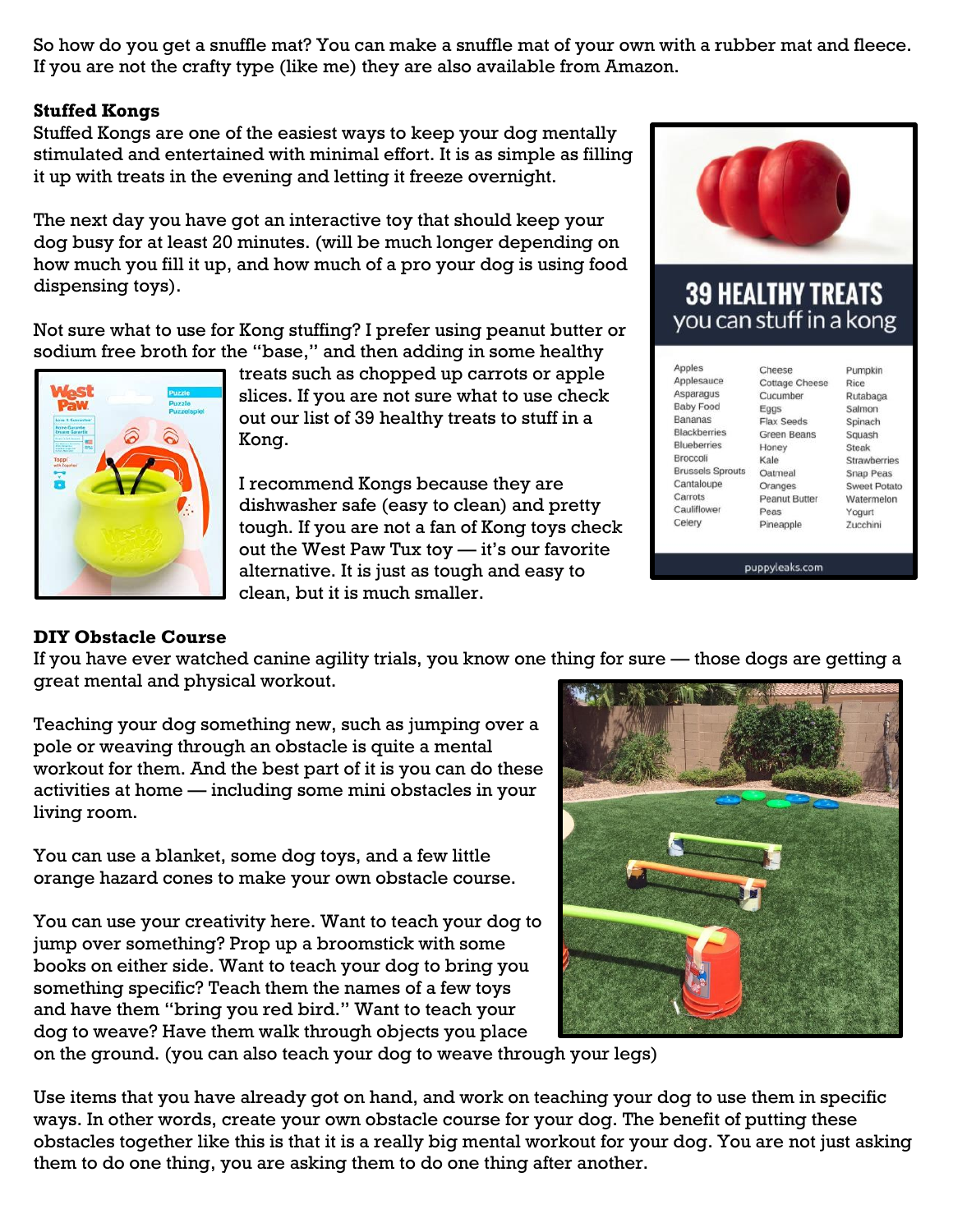So how do you get a snuffle mat? You can make a snuffle mat of your own with a rubber mat and fleece. If you are not the crafty type (like me) they are also available from Amazon.

**Stuffed Kongs**

Stuffed Kongs are one of the easiest ways to keep your dog mentally stimulated and entertained with minimal effort. It is as simple as filling it up with treats in the evening and letting it freeze overnight.

The next day you have got an interactive toy that should keep your dog busy for at least 20 minutes. (will be much longer depending on how much you fill it up, and how much of a pro your dog is using food dispensing toys).

Not sure what to use for Kong stuffing? I prefer using peanut butter or sodium free broth for the "base," and then adding in some healthy treats such as chopped up carrots or apple slices. If you are not sure what to use check out our list of 39 healthy treats to stuff in a Kong.

I recommend Kongs because they are dishwasher safe (easy to clean) and pretty tough. If you are not a fan of Kong toys check out the West Paw Tux toy — it's our favorite alternative. It is just as tough and easy to clean, but it is much smaller.

**39 HEALTHY TREATS you can stuff in a kong**

| | | |
|---|---|---|
| Apples | Cheese | Pumpkin |
| Applesauce | Cottage Cheese | Rice |
| Asparagus | Cucumber | Rutabaga |
| Baby Food | Eggs | Salmon |
| Bananas | Flax Seeds | Spinach |
| Blackberries | Green Beans | Squash |
| Blueberries | Honey | Steak |
| Broccoli | Kale | Strawberries |
| Brussels Sprouts | Oatmeal | Snap Peas |
| Cantaloupe | Oranges | Sweet Potato |
| Carrots | Peanut Butter | Watermelon |
| Cauliflower | Peas | Yogurt |
| Celery | Pineapple | Zucchini |

puppyleaks.com

**DIY Obstacle Course**

If you have ever watched canine agility trials, you know one thing for sure — those dogs are getting a great mental and physical workout.

Teaching your dog something new, such as jumping over a pole or weaving through an obstacle is quite a mental workout for them. And the best part of it is you can do these activities at home — including some mini obstacles in your living room.

You can use a blanket, some dog toys, and a few little orange hazard cones to make your own obstacle course.

You can use your creativity here. Want to teach your dog to jump over something? Prop up a broomstick with some books on either side. Want to teach your dog to bring you something specific? Teach them the names of a few toys and have them "bring you red bird." Want to teach your dog to weave? Have them walk through objects you place on the ground. (you can also teach your dog to weave through your legs)

Use items that you have already got on hand, and work on teaching your dog to use them in specific ways. In other words, create your own obstacle course for your dog. The benefit of putting these obstacles together like this is that it is a really big mental workout for your dog. You are not just asking them to do one thing, you are asking them to do one thing after another.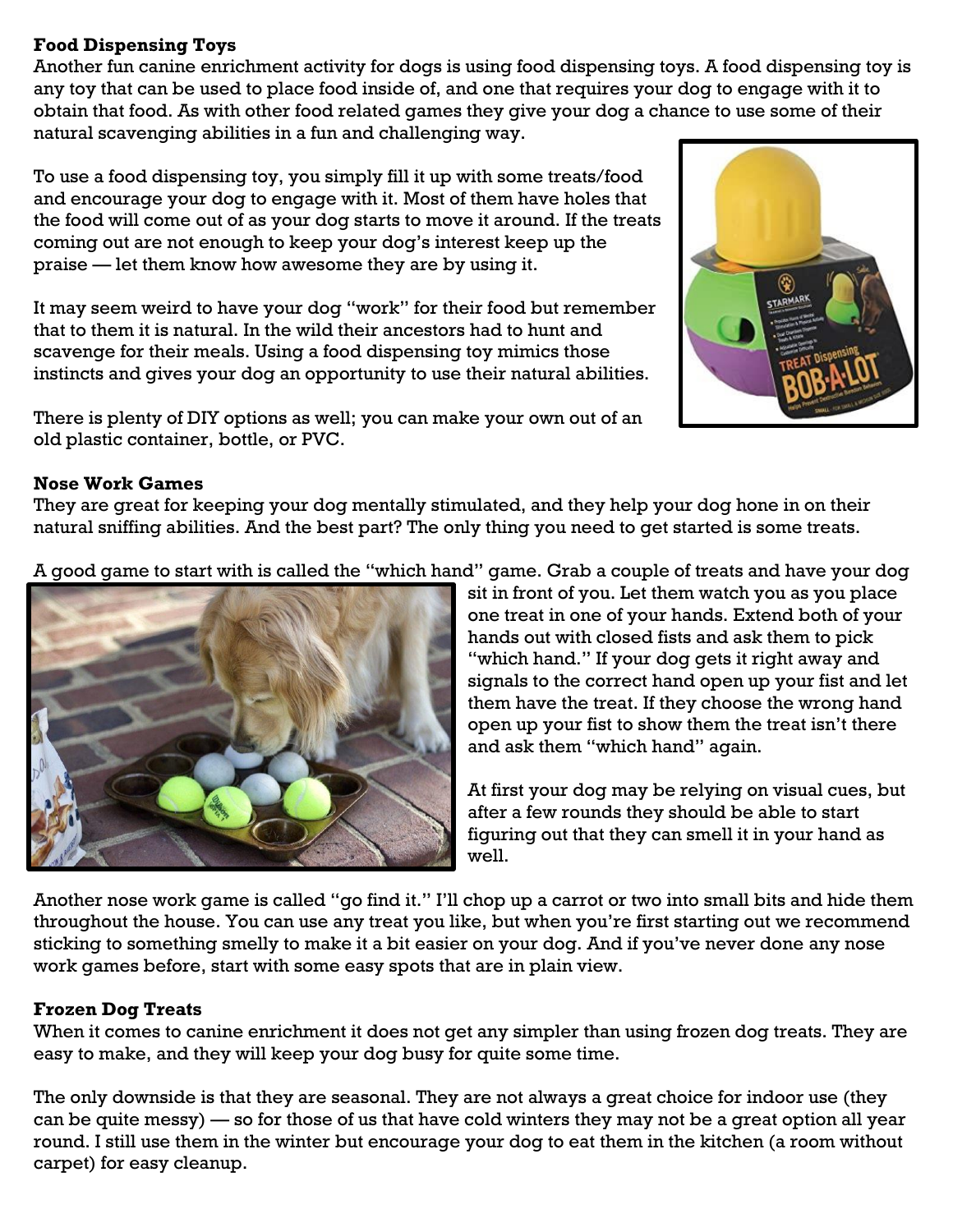**Food Dispensing Toys**

Another fun canine enrichment activity for dogs is using food dispensing toys. A food dispensing toy is any toy that can be used to place food inside of, and one that requires your dog to engage with it to obtain that food. As with other food related games they give your dog a chance to use some of their natural scavenging abilities in a fun and challenging way.

To use a food dispensing toy, you simply fill it up with some treats/food and encourage your dog to engage with it. Most of them have holes that the food will come out of as your dog starts to move it around. If the treats coming out are not enough to keep your dog's interest keep up the praise — let them know how awesome they are by using it.

It may seem weird to have your dog "work" for their food but remember that to them it is natural. In the wild their ancestors had to hunt and scavenge for their meals. Using a food dispensing toy mimics those instincts and gives your dog an opportunity to use their natural abilities.

There is plenty of DIY options as well; you can make your own out of an old plastic container, bottle, or PVC.

**Nose Work Games**

They are great for keeping your dog mentally stimulated, and they help your dog hone in on their natural sniffing abilities. And the best part? The only thing you need to get started is some treats.

A good game to start with is called the "which hand" game. Grab a couple of treats and have your dog sit in front of you. Let them watch you as you place one treat in one of your hands. Extend both of your hands out with closed fists and ask them to pick "which hand." If your dog gets it right away and signals to the correct hand open up your fist and let them have the treat. If they choose the wrong hand open up your fist to show them the treat isn't there and ask them "which hand" again.

At first your dog may be relying on visual cues, but after a few rounds they should be able to start figuring out that they can smell it in your hand as well.

Another nose work game is called "go find it." I'll chop up a carrot or two into small bits and hide them throughout the house. You can use any treat you like, but when you're first starting out we recommend sticking to something smelly to make it a bit easier on your dog. And if you've never done any nose work games before, start with some easy spots that are in plain view.

**Frozen Dog Treats**

When it comes to canine enrichment it does not get any simpler than using frozen dog treats. They are easy to make, and they will keep your dog busy for quite some time.

The only downside is that they are seasonal. They are not always a great choice for indoor use (they can be quite messy) — so for those of us that have cold winters they may not be a great option all year round. I still use them in the winter but encourage your dog to eat them in the kitchen (a room without carpet) for easy cleanup.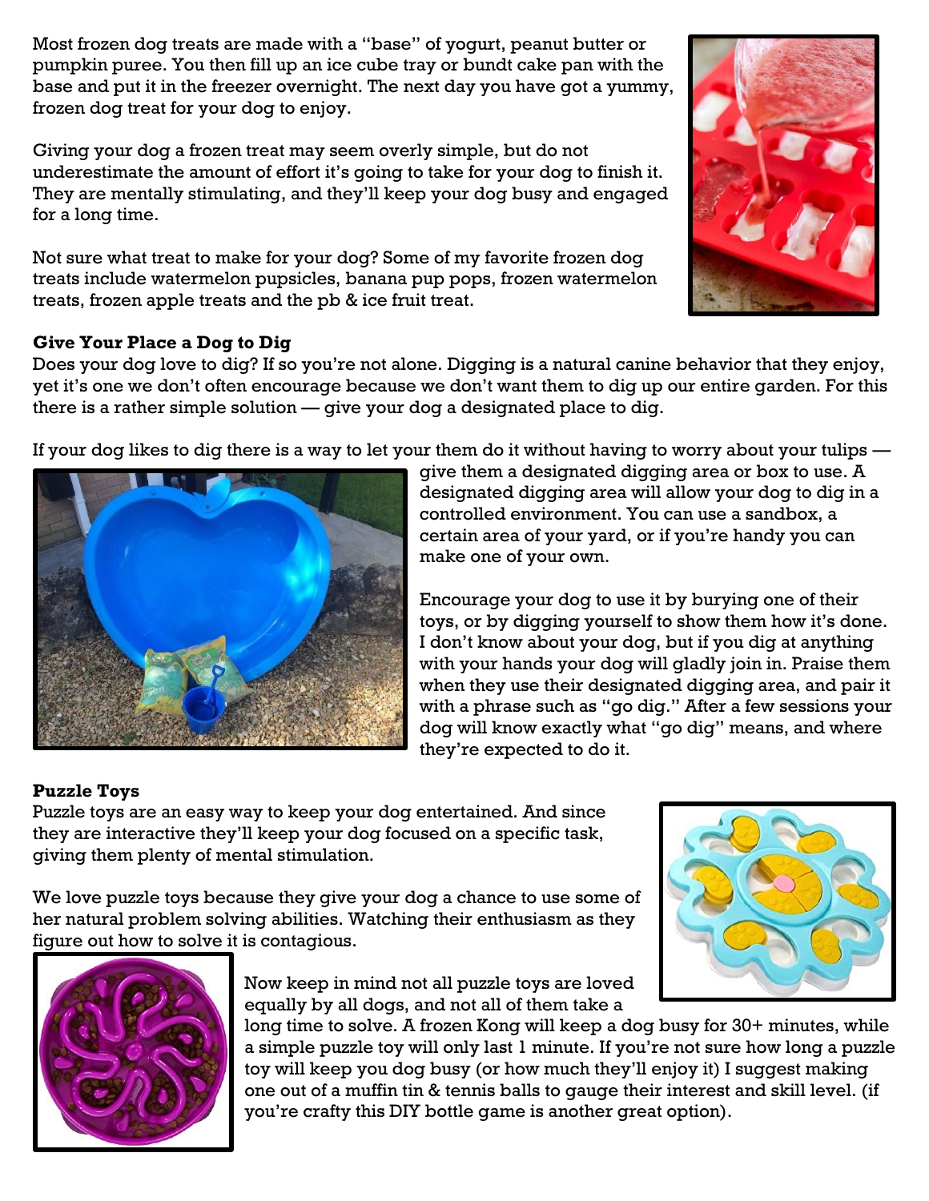Most frozen dog treats are made with a "base" of yogurt, peanut butter or pumpkin puree. You then fill up an ice cube tray or bundt cake pan with the base and put it in the freezer overnight. The next day you have got a yummy, frozen dog treat for your dog to enjoy.

Giving your dog a frozen treat may seem overly simple, but do not underestimate the amount of effort it's going to take for your dog to finish it. They are mentally stimulating, and they'll keep your dog busy and engaged for a long time.

Not sure what treat to make for your dog? Some of my favorite frozen dog treats include watermelon pupsicles, banana pup pops, frozen watermelon treats, frozen apple treats and the pb & ice fruit treat.

**Give Your Place a Dog to Dig**

Does your dog love to dig? If so you're not alone. Digging is a natural canine behavior that they enjoy, yet it's one we don't often encourage because we don't want them to dig up our entire garden. For this there is a rather simple solution — give your dog a designated place to dig.

If your dog likes to dig there is a way to let your them do it without having to worry about your tulips — give them a designated digging area or box to use. A designated digging area will allow your dog to dig in a controlled environment. You can use a sandbox, a certain area of your yard, or if you're handy you can make one of your own.

Encourage your dog to use it by burying one of their toys, or by digging yourself to show them how it's done. I don't know about your dog, but if you dig at anything with your hands your dog will gladly join in. Praise them when they use their designated digging area, and pair it with a phrase such as "go dig." After a few sessions your dog will know exactly what "go dig" means, and where they're expected to do it.

**Puzzle Toys**

Puzzle toys are an easy way to keep your dog entertained. And since they are interactive they'll keep your dog focused on a specific task, giving them plenty of mental stimulation.

We love puzzle toys because they give your dog a chance to use some of her natural problem solving abilities. Watching their enthusiasm as they figure out how to solve it is contagious.

Now keep in mind not all puzzle toys are loved equally by all dogs, and not all of them take a long time to solve. A frozen Kong will keep a dog busy for 30+ minutes, while a simple puzzle toy will only last 1 minute. If you're not sure how long a puzzle toy will keep you dog busy (or how much they'll enjoy it) I suggest making one out of a muffin tin & tennis balls to gauge their interest and skill level. (if you're crafty this DIY bottle game is another great option).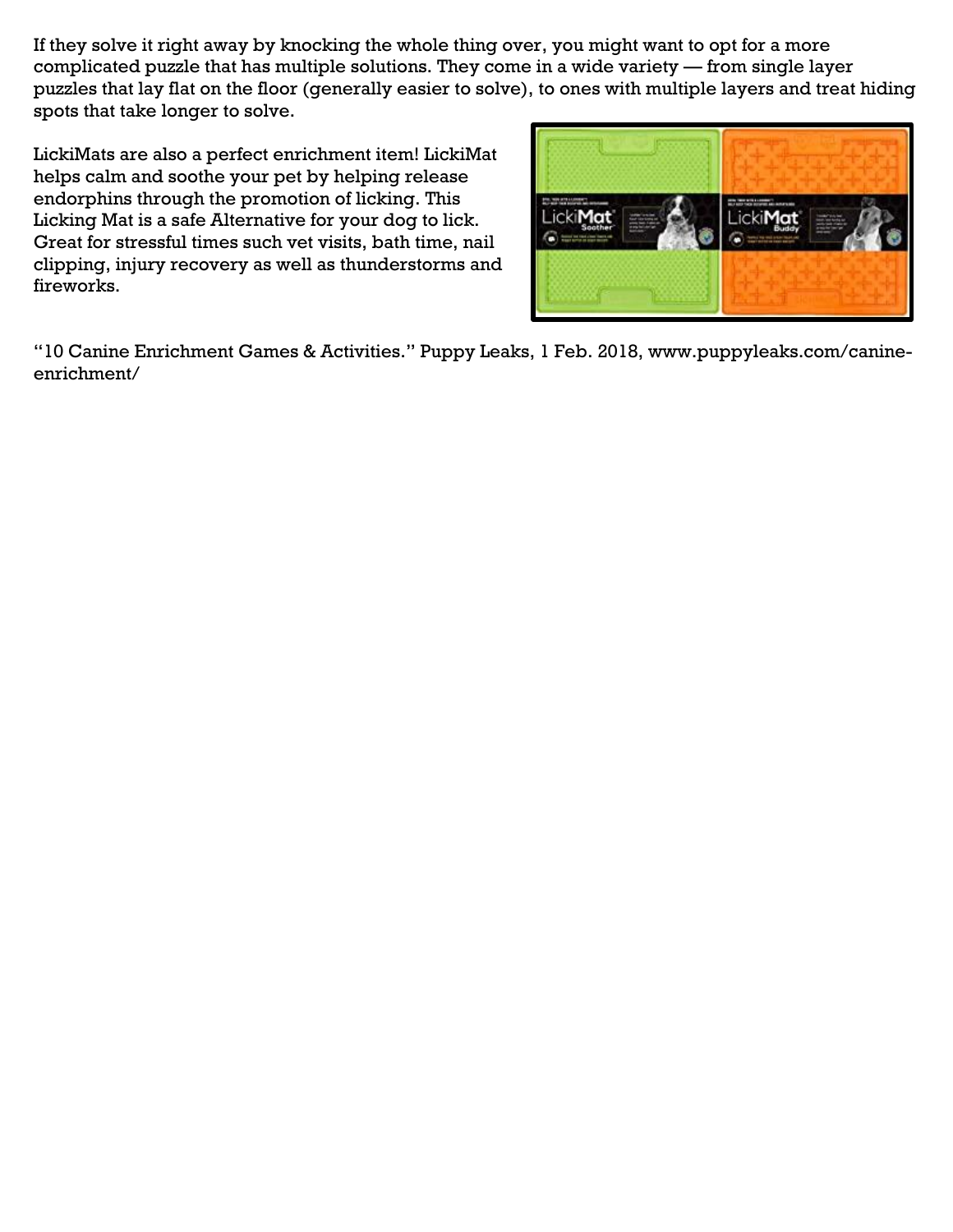If they solve it right away by knocking the whole thing over, you might want to opt for a more complicated puzzle that has multiple solutions. They come in a wide variety — from single layer puzzles that lay flat on the floor (generally easier to solve), to ones with multiple layers and treat hiding spots that take longer to solve.

LickiMats are also a perfect enrichment item! LickiMat helps calm and soothe your pet by helping release endorphins through the promotion of licking. This Licking Mat is a safe Alternative for your dog to lick. Great for stressful times such vet visits, bath time, nail clipping, injury recovery as well as thunderstorms and fireworks.

"10 Canine Enrichment Games & Activities." Puppy Leaks, 1 Feb. 2018, www.puppyleaks.com/canine-enrichment/